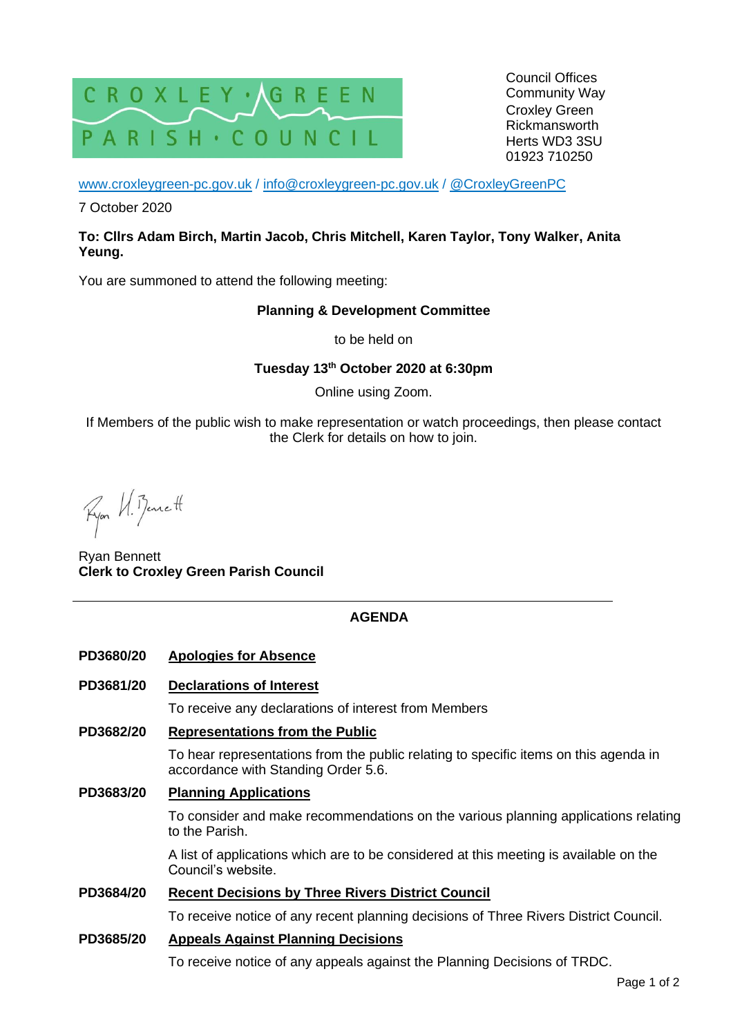CROXLEY · GREEN
PARISH · COUNCIL

Council Offices
Community Way
Croxley Green
Rickmansworth
Herts WD3 3SU
01923 710250

www.croxleygreen-pc.gov.uk / info@croxleygreen-pc.gov.uk / @CroxleyGreenPC

7 October 2020

**To: Cllrs Adam Birch, Martin Jacob, Chris Mitchell, Karen Taylor, Tony Walker, Anita Yeung.**

You are summoned to attend the following meeting:

**Planning & Development Committee**

to be held on

**Tuesday 13th October 2020 at 6:30pm**

Online using Zoom.

If Members of the public wish to make representation or watch proceedings, then please contact the Clerk for details on how to join.

Ryan H. Bennett

Ryan Bennett
**Clerk to Croxley Green Parish Council**

---

## AGENDA

**PD3680/20** **Apologies for Absence**

**PD3681/20** **Declarations of Interest**

To receive any declarations of interest from Members

**PD3682/20** **Representations from the Public**

To hear representations from the public relating to specific items on this agenda in accordance with Standing Order 5.6.

**PD3683/20** **Planning Applications**

To consider and make recommendations on the various planning applications relating to the Parish.

A list of applications which are to be considered at this meeting is available on the Council's website.

**PD3684/20** **Recent Decisions by Three Rivers District Council**

To receive notice of any recent planning decisions of Three Rivers District Council.

**PD3685/20** **Appeals Against Planning Decisions**

To receive notice of any appeals against the Planning Decisions of TRDC.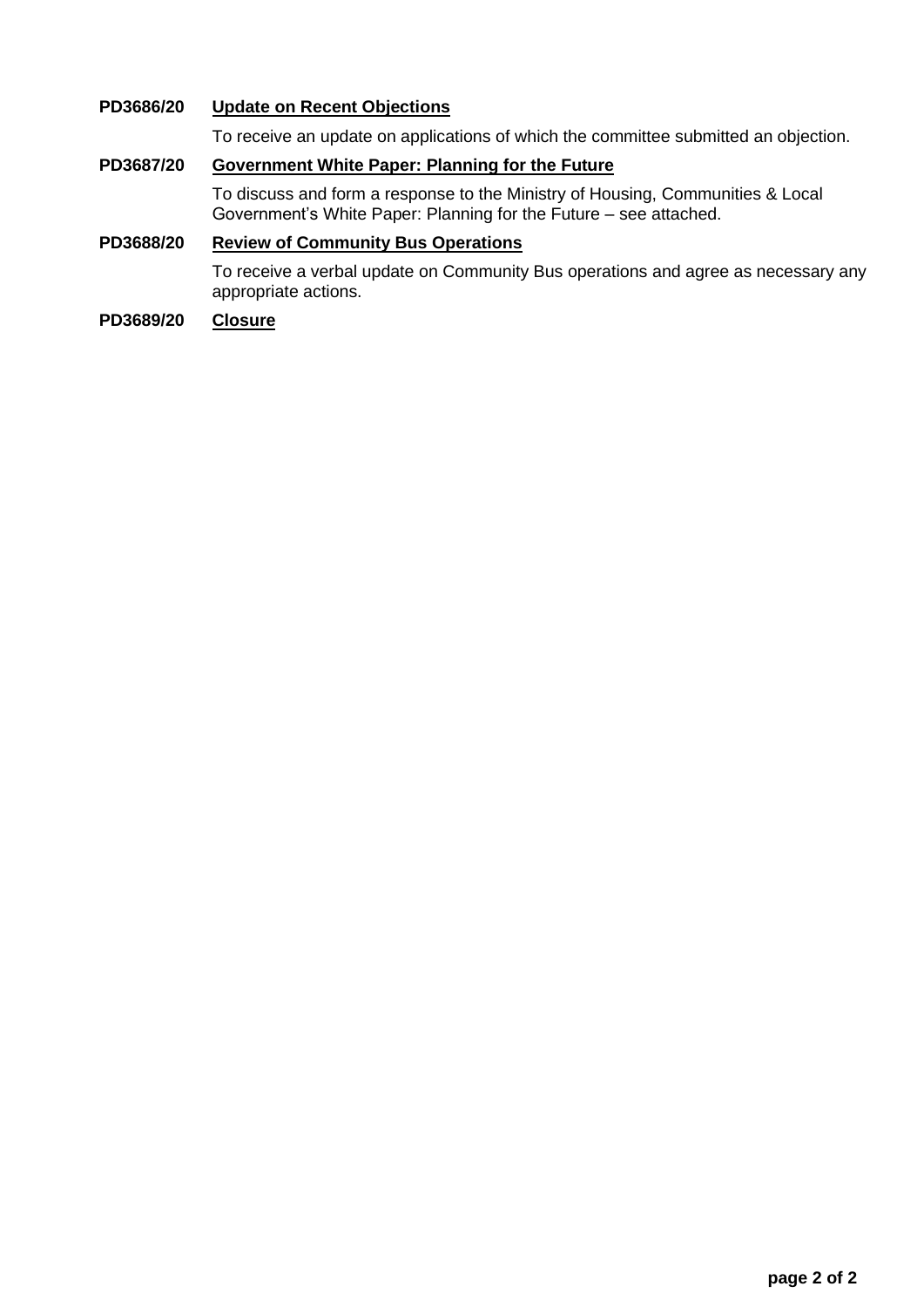**PD3686/20** **Update on Recent Objections**

To receive an update on applications of which the committee submitted an objection.

**PD3687/20** **Government White Paper: Planning for the Future**

To discuss and form a response to the Ministry of Housing, Communities & Local Government's White Paper: Planning for the Future – see attached.

**PD3688/20** **Review of Community Bus Operations**

To receive a verbal update on Community Bus operations and agree as necessary any appropriate actions.

**PD3689/20** **Closure**